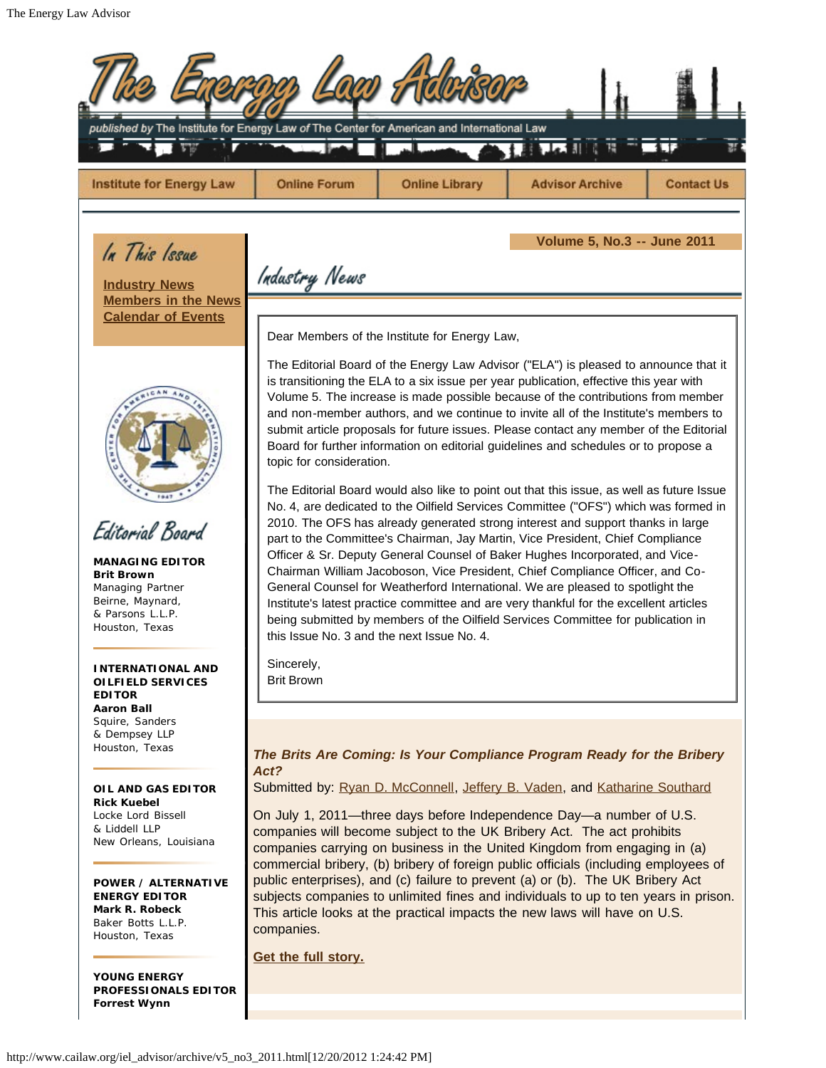# The Energy Law Advisor

*published by* The Institute for Energy Law of The Center for American and International Law

Institute for Energy Law | Online Forum | Online Library | Advisor Archive | Contact Us

## In This Issue

**Industry News**
**Members in the News**
**Calendar of Events**

## Editorial Board

**MANAGING EDITOR**
**Brit Brown**
Managing Partner
Beirne, Maynard, & Parsons L.L.P.
Houston, Texas

**INTERNATIONAL AND OILFIELD SERVICES EDITOR**
**Aaron Ball**
Squire, Sanders & Dempsey LLP
Houston, Texas

**OIL AND GAS EDITOR**
**Rick Kuebel**
Locke Lord Bissell & Liddell LLP
New Orleans, Louisiana

**POWER / ALTERNATIVE ENERGY EDITOR**
**Mark R. Robeck**
Baker Botts L.L.P.
Houston, Texas

**YOUNG ENERGY PROFESSIONALS EDITOR**
**Forrest Wynn**

**Volume 5, No.3 -- June 2011**

## Industry News

Dear Members of the Institute for Energy Law,

The Editorial Board of the Energy Law Advisor ("ELA") is pleased to announce that it is transitioning the ELA to a six issue per year publication, effective this year with Volume 5. The increase is made possible because of the contributions from member and non-member authors, and we continue to invite all of the Institute's members to submit article proposals for future issues. Please contact any member of the Editorial Board for further information on editorial guidelines and schedules or to propose a topic for consideration.

The Editorial Board would also like to point out that this issue, as well as future Issue No. 4, are dedicated to the Oilfield Services Committee ("OFS") which was formed in 2010. The OFS has already generated strong interest and support thanks in large part to the Committee's Chairman, Jay Martin, Vice President, Chief Compliance Officer & Sr. Deputy General Counsel of Baker Hughes Incorporated, and Vice-Chairman William Jacoboson, Vice President, Chief Compliance Officer, and Co-General Counsel for Weatherford International. We are pleased to spotlight the Institute's latest practice committee and are very thankful for the excellent articles being submitted by members of the Oilfield Services Committee for publication in this Issue No. 3 and the next Issue No. 4.

Sincerely,
Brit Brown

***The Brits Are Coming: Is Your Compliance Program Ready for the Bribery Act?***

Submitted by: Ryan D. McConnell, Jeffery B. Vaden, and Katharine Southard

On July 1, 2011—three days before Independence Day—a number of U.S. companies will become subject to the UK Bribery Act. The act prohibits companies carrying on business in the United Kingdom from engaging in (a) commercial bribery, (b) bribery of foreign public officials (including employees of public enterprises), and (c) failure to prevent (a) or (b). The UK Bribery Act subjects companies to unlimited fines and individuals to up to ten years in prison. This article looks at the practical impacts the new laws will have on U.S. companies.

**Get the full story.**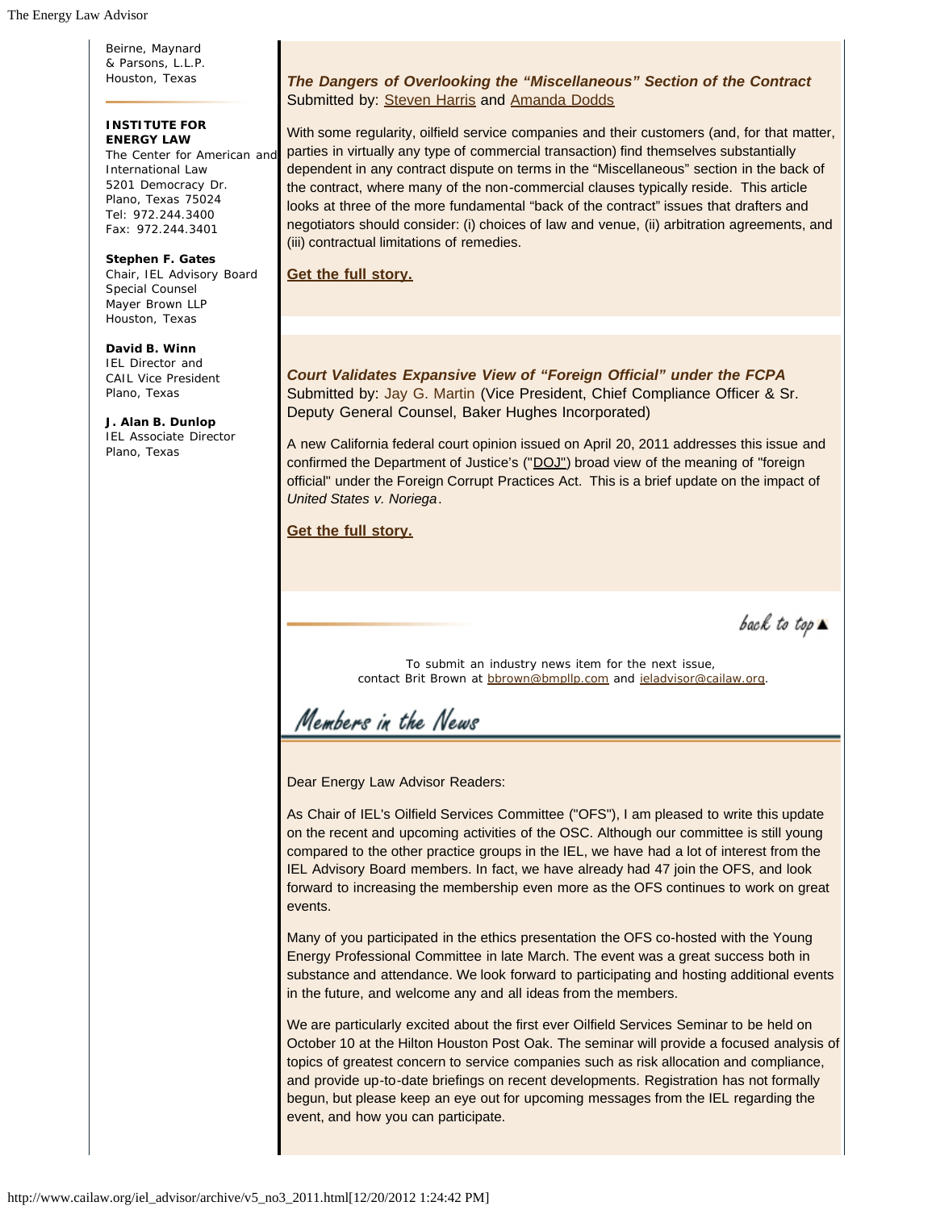Beirne, Maynard & Parsons, L.L.P.
Houston, Texas

**INSTITUTE FOR ENERGY LAW**
The Center for American and International Law
5201 Democracy Dr.
Plano, Texas 75024
Tel: 972.244.3400
Fax: 972.244.3401

**Stephen F. Gates**
Chair, IEL Advisory Board
Special Counsel
Mayer Brown LLP
Houston, Texas

**David B. Winn**
IEL Director and
CAIL Vice President
Plano, Texas

**J. Alan B. Dunlop**
IEL Associate Director
Plano, Texas

***The Dangers of Overlooking the "Miscellaneous" Section of the Contract***
Submitted by: Steven Harris and Amanda Dodds

With some regularity, oilfield service companies and their customers (and, for that matter, parties in virtually any type of commercial transaction) find themselves substantially dependent in any contract dispute on terms in the "Miscellaneous" section in the back of the contract, where many of the non-commercial clauses typically reside. This article looks at three of the more fundamental "back of the contract" issues that drafters and negotiators should consider: (i) choices of law and venue, (ii) arbitration agreements, and (iii) contractual limitations of remedies.

**Get the full story.**

***Court Validates Expansive View of "Foreign Official" under the FCPA***
Submitted by: Jay G. Martin (Vice President, Chief Compliance Officer & Sr. Deputy General Counsel, Baker Hughes Incorporated)

A new California federal court opinion issued on April 20, 2011 addresses this issue and confirmed the Department of Justice's ("DOJ") broad view of the meaning of "foreign official" under the Foreign Corrupt Practices Act. This is a brief update on the impact of *United States v. Noriega*.

**Get the full story.**

back to top ▲

To submit an industry news item for the next issue, contact Brit Brown at bbrown@bmpllp.com and ieladvisor@cailaw.org.

## Members in the News

Dear Energy Law Advisor Readers:

As Chair of IEL's Oilfield Services Committee ("OFS"), I am pleased to write this update on the recent and upcoming activities of the OSC. Although our committee is still young compared to the other practice groups in the IEL, we have had a lot of interest from the IEL Advisory Board members. In fact, we have already had 47 join the OFS, and look forward to increasing the membership even more as the OFS continues to work on great events.

Many of you participated in the ethics presentation the OFS co-hosted with the Young Energy Professional Committee in late March. The event was a great success both in substance and attendance. We look forward to participating and hosting additional events in the future, and welcome any and all ideas from the members.

We are particularly excited about the first ever Oilfield Services Seminar to be held on October 10 at the Hilton Houston Post Oak. The seminar will provide a focused analysis of topics of greatest concern to service companies such as risk allocation and compliance, and provide up-to-date briefings on recent developments. Registration has not formally begun, but please keep an eye out for upcoming messages from the IEL regarding the event, and how you can participate.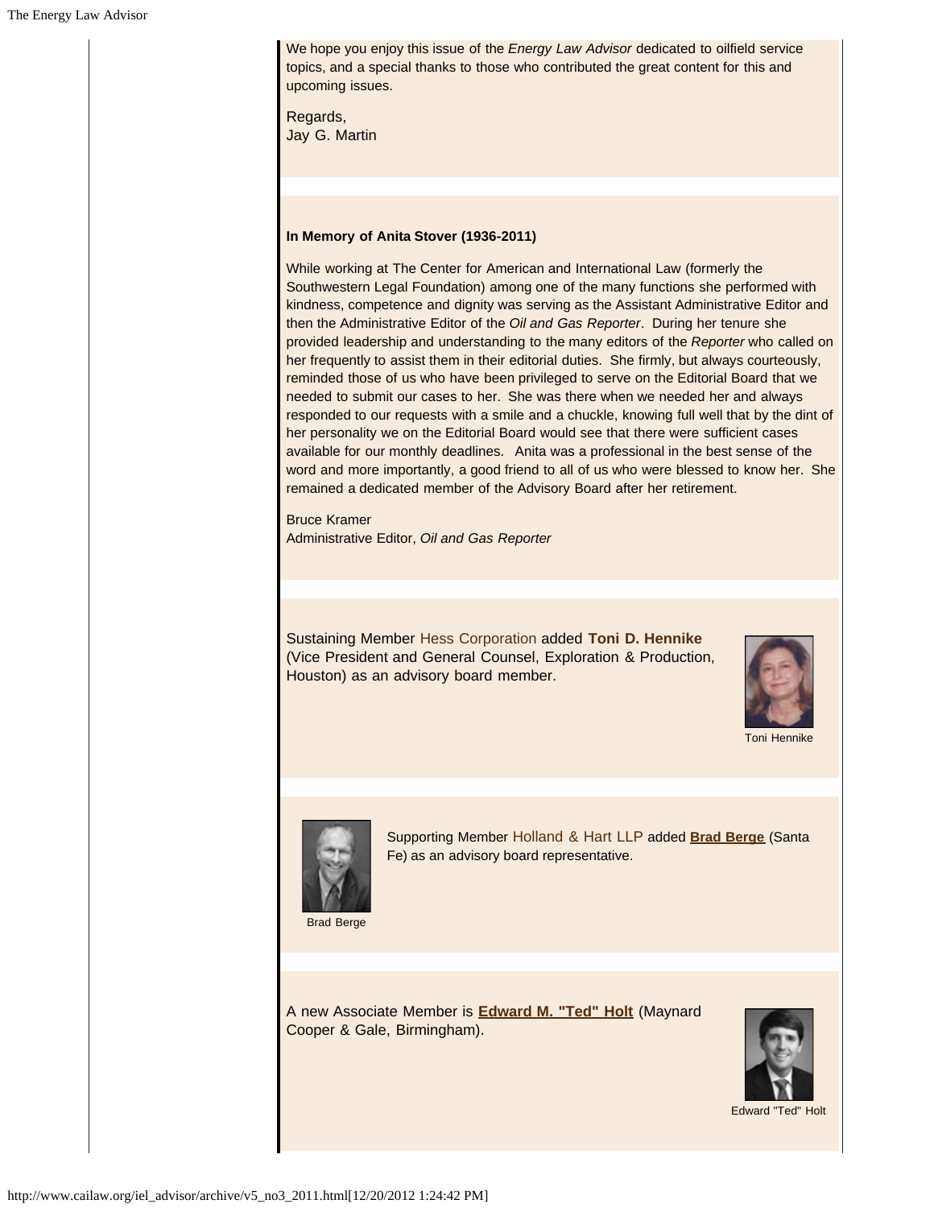We hope you enjoy this issue of the *Energy Law Advisor* dedicated to oilfield service topics, and a special thanks to those who contributed the great content for this and upcoming issues.

Regards,
Jay G. Martin

**In Memory of Anita Stover (1936-2011)**

While working at The Center for American and International Law (formerly the Southwestern Legal Foundation) among one of the many functions she performed with kindness, competence and dignity was serving as the Assistant Administrative Editor and then the Administrative Editor of the *Oil and Gas Reporter*. During her tenure she provided leadership and understanding to the many editors of the *Reporter* who called on her frequently to assist them in their editorial duties. She firmly, but always courteously, reminded those of us who have been privileged to serve on the Editorial Board that we needed to submit our cases to her. She was there when we needed her and always responded to our requests with a smile and a chuckle, knowing full well that by the dint of her personality we on the Editorial Board would see that there were sufficient cases available for our monthly deadlines. Anita was a professional in the best sense of the word and more importantly, a good friend to all of us who were blessed to know her. She remained a dedicated member of the Advisory Board after her retirement.

Bruce Kramer
Administrative Editor, *Oil and Gas Reporter*

Sustaining Member Hess Corporation added **Toni D. Hennike** (Vice President and General Counsel, Exploration & Production, Houston) as an advisory board member.

Toni Hennike

Supporting Member Holland & Hart LLP added **Brad Berge** (Santa Fe) as an advisory board representative.

Brad Berge

A new Associate Member is **Edward M. "Ted" Holt** (Maynard Cooper & Gale, Birmingham).

Edward "Ted" Holt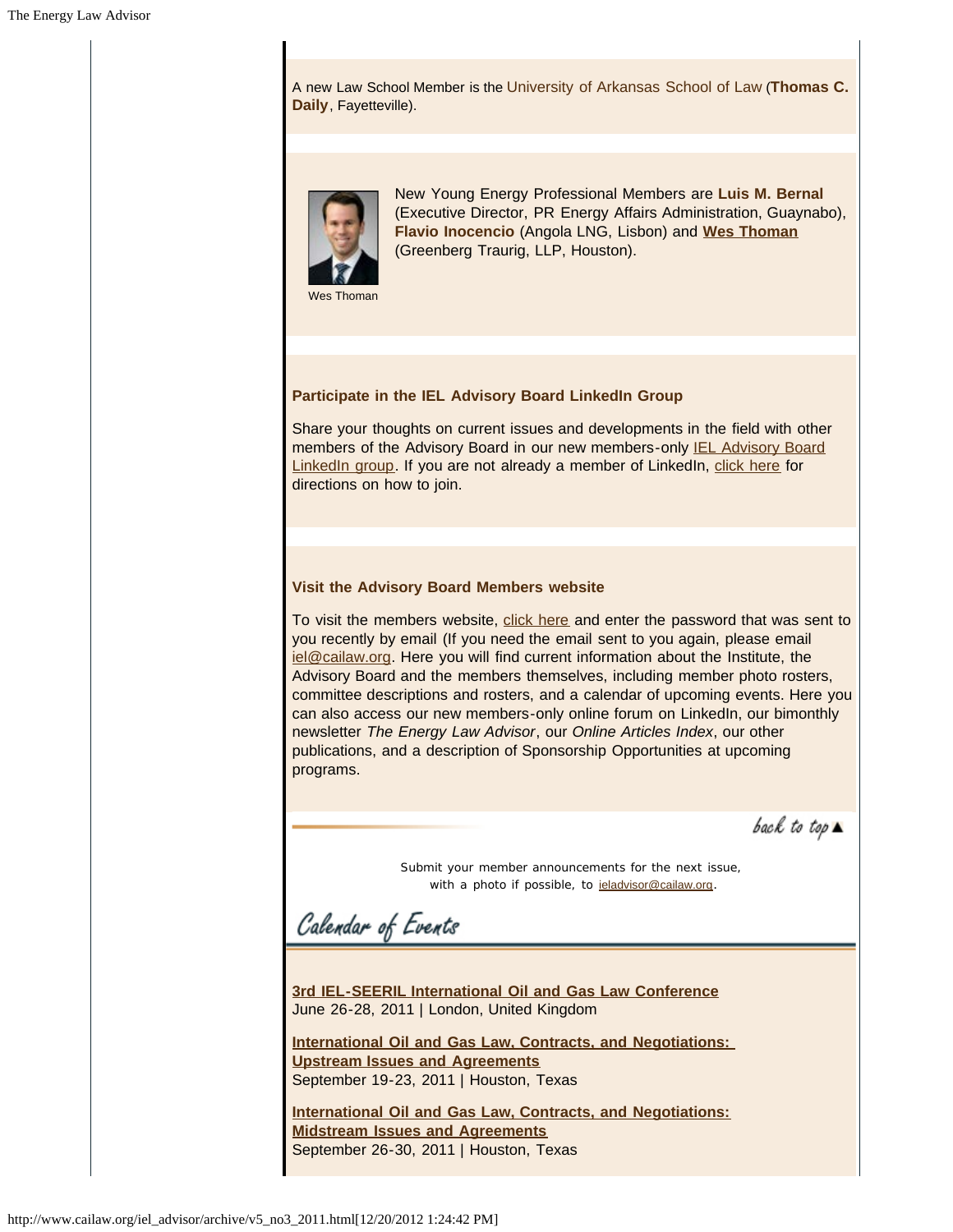A new Law School Member is the University of Arkansas School of Law (**Thomas C. Daily**, Fayetteville).

Wes Thoman

New Young Energy Professional Members are **Luis M. Bernal** (Executive Director, PR Energy Affairs Administration, Guaynabo), **Flavio Inocencio** (Angola LNG, Lisbon) and **Wes Thoman** (Greenberg Traurig, LLP, Houston).

### Participate in the IEL Advisory Board LinkedIn Group

Share your thoughts on current issues and developments in the field with other members of the Advisory Board in our new members-only IEL Advisory Board LinkedIn group. If you are not already a member of LinkedIn, click here for directions on how to join.

### Visit the Advisory Board Members website

To visit the members website, click here and enter the password that was sent to you recently by email (If you need the email sent to you again, please email iel@cailaw.org. Here you will find current information about the Institute, the Advisory Board and the members themselves, including member photo rosters, committee descriptions and rosters, and a calendar of upcoming events. Here you can also access our new members-only online forum on LinkedIn, our bimonthly newsletter *The Energy Law Advisor*, our *Online Articles Index*, our other publications, and a description of Sponsorship Opportunities at upcoming programs.

back to top ▲

Submit your member announcements for the next issue, with a photo if possible, to ieladvisor@cailaw.org.

## Calendar of Events

**3rd IEL-SEERIL International Oil and Gas Law Conference**
June 26-28, 2011 | London, United Kingdom

**International Oil and Gas Law, Contracts, and Negotiations: Upstream Issues and Agreements**
September 19-23, 2011 | Houston, Texas

**International Oil and Gas Law, Contracts, and Negotiations: Midstream Issues and Agreements**
September 26-30, 2011 | Houston, Texas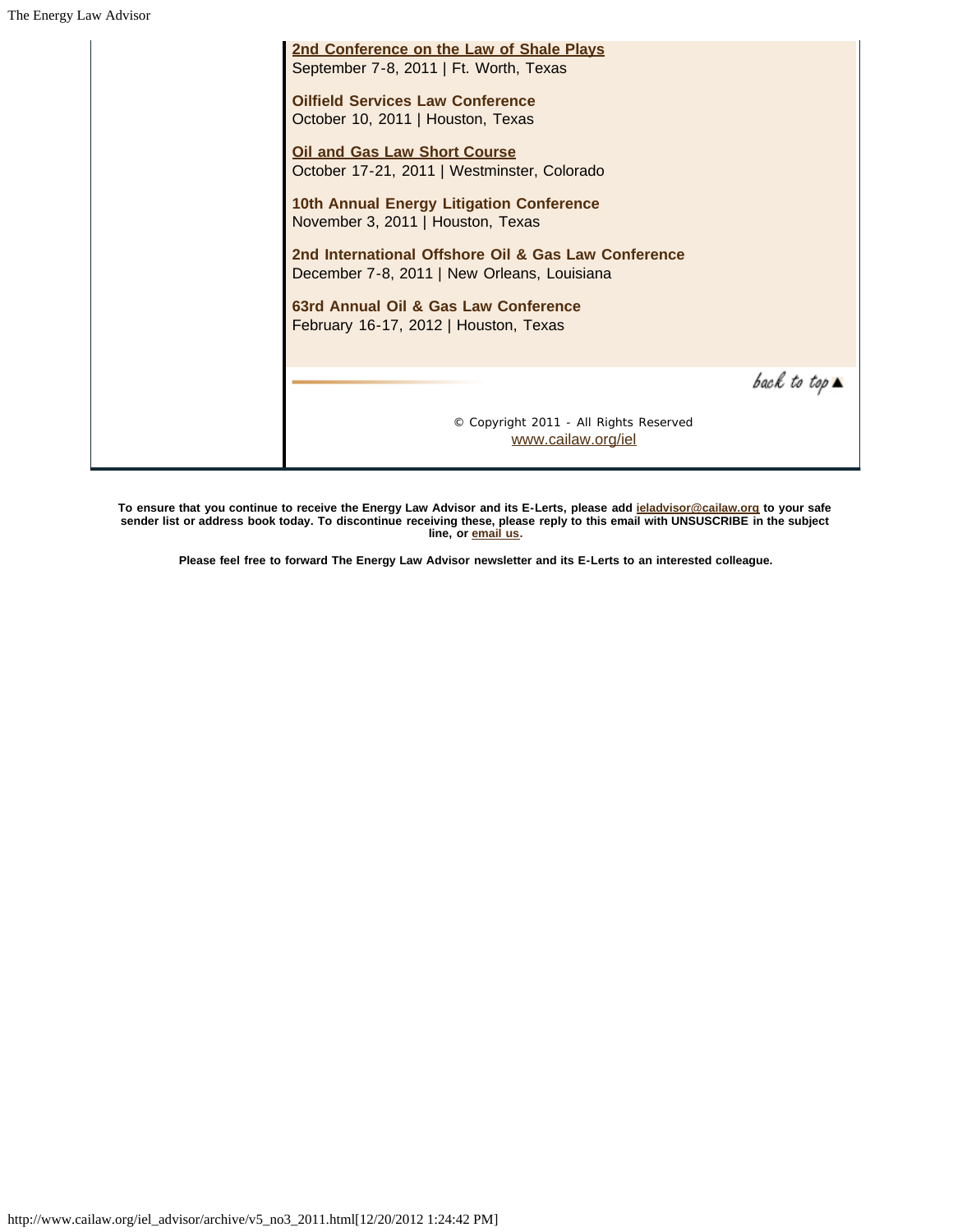**2nd Conference on the Law of Shale Plays**
September 7-8, 2011 | Ft. Worth, Texas

**Oilfield Services Law Conference**
October 10, 2011 | Houston, Texas

**Oil and Gas Law Short Course**
October 17-21, 2011 | Westminster, Colorado

**10th Annual Energy Litigation Conference**
November 3, 2011 | Houston, Texas

**2nd International Offshore Oil & Gas Law Conference**
December 7-8, 2011 | New Orleans, Louisiana

**63rd Annual Oil & Gas Law Conference**
February 16-17, 2012 | Houston, Texas

back to top ▲

© Copyright 2011 - All Rights Reserved
www.cailaw.org/iel

**To ensure that you continue to receive the Energy Law Advisor and its E-Lerts, please add ieladvisor@cailaw.org to your safe sender list or address book today. To discontinue receiving these, please reply to this email with UNSUSCRIBE in the subject line, or email us.**

**Please feel free to forward The Energy Law Advisor newsletter and its E-Lerts to an interested colleague.**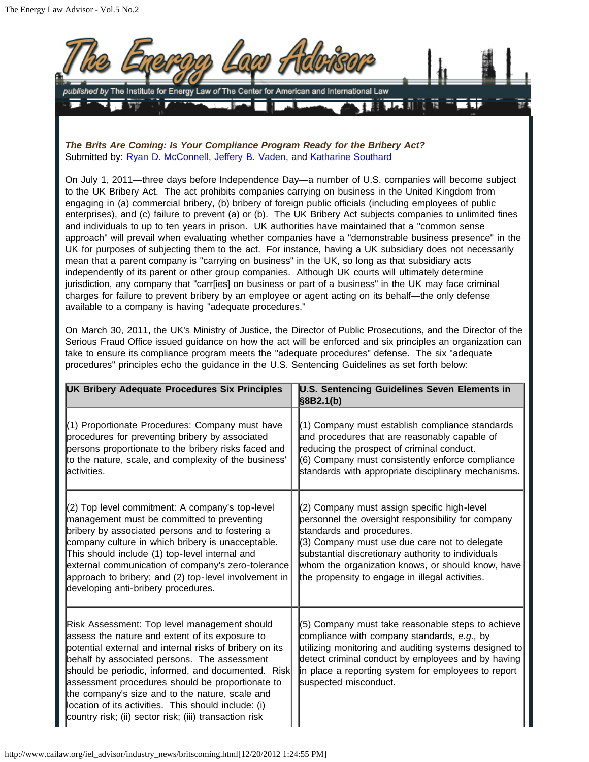***The Brits Are Coming: Is Your Compliance Program Ready for the Bribery Act?***
Submitted by: Ryan D. McConnell, Jeffery B. Vaden, and Katharine Southard

On July 1, 2011—three days before Independence Day—a number of U.S. companies will become subject to the UK Bribery Act. The act prohibits companies carrying on business in the United Kingdom from engaging in (a) commercial bribery, (b) bribery of foreign public officials (including employees of public enterprises), and (c) failure to prevent (a) or (b). The UK Bribery Act subjects companies to unlimited fines and individuals to up to ten years in prison. UK authorities have maintained that a "common sense approach" will prevail when evaluating whether companies have a "demonstrable business presence" in the UK for purposes of subjecting them to the act. For instance, having a UK subsidiary does not necessarily mean that a parent company is "carrying on business" in the UK, so long as that subsidiary acts independently of its parent or other group companies. Although UK courts will ultimately determine jurisdiction, any company that "carr[ies] on business or part of a business" in the UK may face criminal charges for failure to prevent bribery by an employee or agent acting on its behalf—the only defense available to a company is having "adequate procedures."

On March 30, 2011, the UK's Ministry of Justice, the Director of Public Prosecutions, and the Director of the Serious Fraud Office issued guidance on how the act will be enforced and six principles an organization can take to ensure its compliance program meets the "adequate procedures" defense. The six "adequate procedures" principles echo the guidance in the U.S. Sentencing Guidelines as set forth below:

| UK Bribery Adequate Procedures Six Principles | U.S. Sentencing Guidelines Seven Elements in §8B2.1(b) |
|---|---|
| (1) Proportionate Procedures: Company must have procedures for preventing bribery by associated persons proportionate to the bribery risks faced and to the nature, scale, and complexity of the business' activities. | (1) Company must establish compliance standards and procedures that are reasonably capable of reducing the prospect of criminal conduct.<br>(6) Company must consistently enforce compliance standards with appropriate disciplinary mechanisms. |
| (2) Top level commitment: A company's top-level management must be committed to preventing bribery by associated persons and to fostering a company culture in which bribery is unacceptable. This should include (1) top-level internal and external communication of company's zero-tolerance approach to bribery; and (2) top-level involvement in developing anti-bribery procedures. | (2) Company must assign specific high-level personnel the oversight responsibility for company standards and procedures.<br>(3) Company must use due care not to delegate substantial discretionary authority to individuals whom the organization knows, or should know, have the propensity to engage in illegal activities. |
| Risk Assessment: Top level management should assess the nature and extent of its exposure to potential external and internal risks of bribery on its behalf by associated persons. The assessment should be periodic, informed, and documented. Risk assessment procedures should be proportionate to the company's size and to the nature, scale and location of its activities. This should include: (i) country risk; (ii) sector risk; (iii) transaction risk | (5) Company must take reasonable steps to achieve compliance with company standards, *e.g.,* by utilizing monitoring and auditing systems designed to detect criminal conduct by employees and by having in place a reporting system for employees to report suspected misconduct. |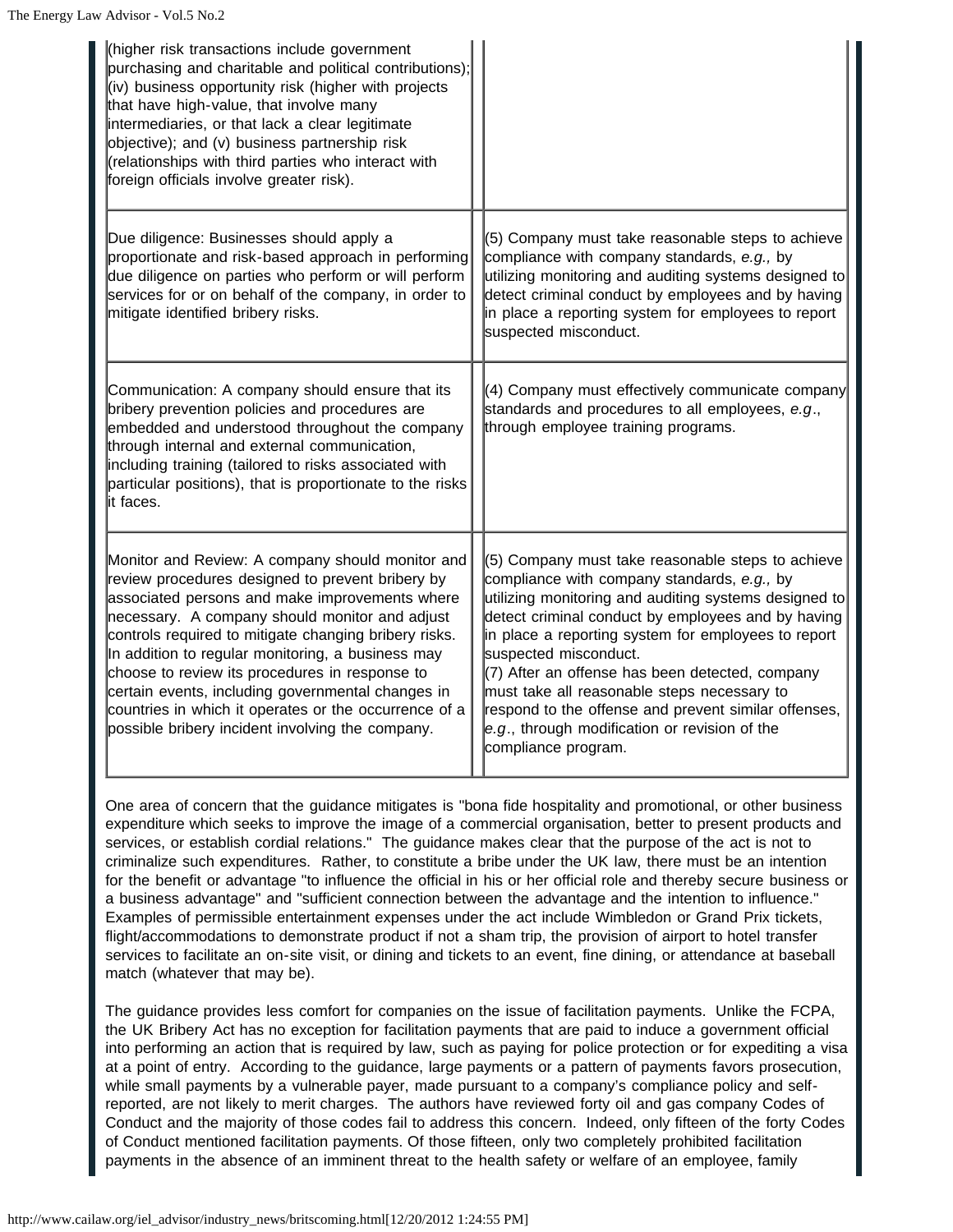| | |
|---|---|
| (higher risk transactions include government purchasing and charitable and political contributions); (iv) business opportunity risk (higher with projects that have high-value, that involve many intermediaries, or that lack a clear legitimate objective); and (v) business partnership risk (relationships with third parties who interact with foreign officials involve greater risk). | |
| Due diligence: Businesses should apply a proportionate and risk-based approach in performing due diligence on parties who perform or will perform services for or on behalf of the company, in order to mitigate identified bribery risks. | (5) Company must take reasonable steps to achieve compliance with company standards, *e.g.,* by utilizing monitoring and auditing systems designed to detect criminal conduct by employees and by having in place a reporting system for employees to report suspected misconduct. |
| Communication: A company should ensure that its bribery prevention policies and procedures are embedded and understood throughout the company through internal and external communication, including training (tailored to risks associated with particular positions), that is proportionate to the risks it faces. | (4) Company must effectively communicate company standards and procedures to all employees, *e.g*., through employee training programs. |
| Monitor and Review: A company should monitor and review procedures designed to prevent bribery by associated persons and make improvements where necessary. A company should monitor and adjust controls required to mitigate changing bribery risks. In addition to regular monitoring, a business may choose to review its procedures in response to certain events, including governmental changes in countries in which it operates or the occurrence of a possible bribery incident involving the company. | (5) Company must take reasonable steps to achieve compliance with company standards, *e.g.,* by utilizing monitoring and auditing systems designed to detect criminal conduct by employees and by having in place a reporting system for employees to report suspected misconduct.<br>(7) After an offense has been detected, company must take all reasonable steps necessary to respond to the offense and prevent similar offenses, *e.g*., through modification or revision of the compliance program. |

One area of concern that the guidance mitigates is "bona fide hospitality and promotional, or other business expenditure which seeks to improve the image of a commercial organisation, better to present products and services, or establish cordial relations." The guidance makes clear that the purpose of the act is not to criminalize such expenditures. Rather, to constitute a bribe under the UK law, there must be an intention for the benefit or advantage "to influence the official in his or her official role and thereby secure business or a business advantage" and "sufficient connection between the advantage and the intention to influence." Examples of permissible entertainment expenses under the act include Wimbledon or Grand Prix tickets, flight/accommodations to demonstrate product if not a sham trip, the provision of airport to hotel transfer services to facilitate an on-site visit, or dining and tickets to an event, fine dining, or attendance at baseball match (whatever that may be).

The guidance provides less comfort for companies on the issue of facilitation payments. Unlike the FCPA, the UK Bribery Act has no exception for facilitation payments that are paid to induce a government official into performing an action that is required by law, such as paying for police protection or for expediting a visa at a point of entry. According to the guidance, large payments or a pattern of payments favors prosecution, while small payments by a vulnerable payer, made pursuant to a company's compliance policy and self-reported, are not likely to merit charges. The authors have reviewed forty oil and gas company Codes of Conduct and the majority of those codes fail to address this concern. Indeed, only fifteen of the forty Codes of Conduct mentioned facilitation payments. Of those fifteen, only two completely prohibited facilitation payments in the absence of an imminent threat to the health safety or welfare of an employee, family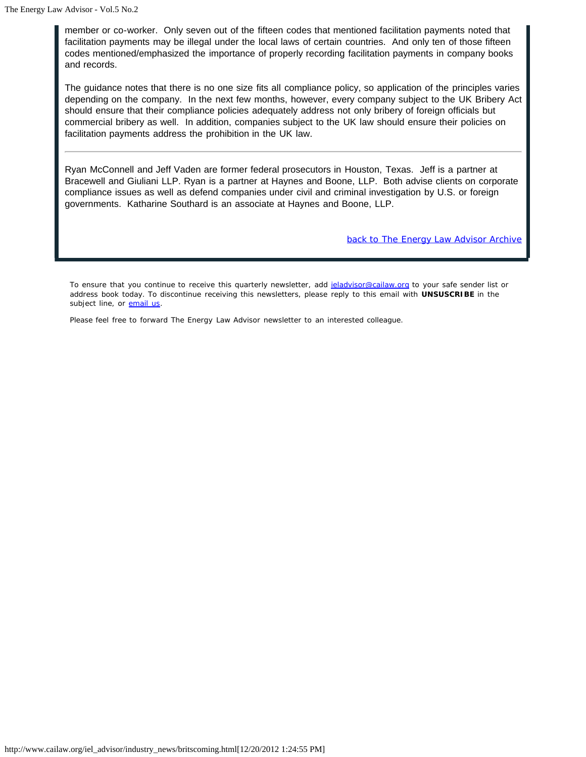member or co-worker. Only seven out of the fifteen codes that mentioned facilitation payments noted that facilitation payments may be illegal under the local laws of certain countries. And only ten of those fifteen codes mentioned/emphasized the importance of properly recording facilitation payments in company books and records.

The guidance notes that there is no one size fits all compliance policy, so application of the principles varies depending on the company. In the next few months, however, every company subject to the UK Bribery Act should ensure that their compliance policies adequately address not only bribery of foreign officials but commercial bribery as well. In addition, companies subject to the UK law should ensure their policies on facilitation payments address the prohibition in the UK law.

---

Ryan McConnell and Jeff Vaden are former federal prosecutors in Houston, Texas. Jeff is a partner at Bracewell and Giuliani LLP. Ryan is a partner at Haynes and Boone, LLP. Both advise clients on corporate compliance issues as well as defend companies under civil and criminal investigation by U.S. or foreign governments. Katharine Southard is an associate at Haynes and Boone, LLP.

[back to The Energy Law Advisor Archive]

To ensure that you continue to receive this quarterly newsletter, add [ieladvisor@cailaw.org] to your safe sender list or address book today. To discontinue receiving this newsletters, please reply to this email with **UNSUSCRIBE** in the subject line, or [email us].

Please feel free to forward The Energy Law Advisor newsletter to an interested colleague.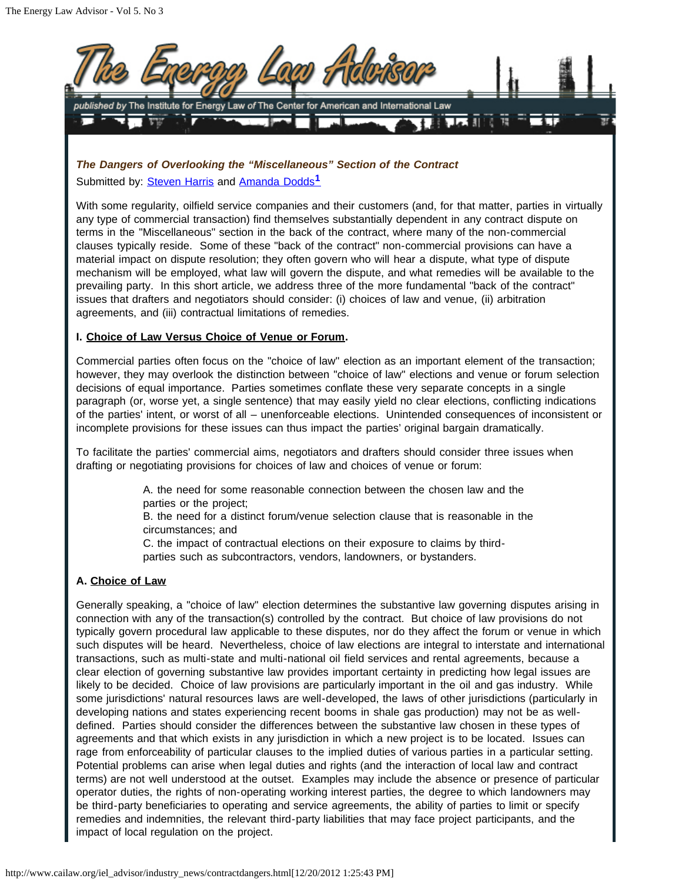## *The Dangers of Overlooking the "Miscellaneous" Section of the Contract*

Submitted by: Steven Harris and Amanda Dodds[1]

With some regularity, oilfield service companies and their customers (and, for that matter, parties in virtually any type of commercial transaction) find themselves substantially dependent in any contract dispute on terms in the "Miscellaneous" section in the back of the contract, where many of the non-commercial clauses typically reside. Some of these "back of the contract" non-commercial provisions can have a material impact on dispute resolution; they often govern who will hear a dispute, what type of dispute mechanism will be employed, what law will govern the dispute, and what remedies will be available to the prevailing party. In this short article, we address three of the more fundamental "back of the contract" issues that drafters and negotiators should consider: (i) choices of law and venue, (ii) arbitration agreements, and (iii) contractual limitations of remedies.

**I. Choice of Law Versus Choice of Venue or Forum.**

Commercial parties often focus on the "choice of law" election as an important element of the transaction; however, they may overlook the distinction between "choice of law" elections and venue or forum selection decisions of equal importance. Parties sometimes conflate these very separate concepts in a single paragraph (or, worse yet, a single sentence) that may easily yield no clear elections, conflicting indications of the parties' intent, or worst of all – unenforceable elections. Unintended consequences of inconsistent or incomplete provisions for these issues can thus impact the parties' original bargain dramatically.

To facilitate the parties' commercial aims, negotiators and drafters should consider three issues when drafting or negotiating provisions for choices of law and choices of venue or forum:

> A. the need for some reasonable connection between the chosen law and the parties or the project;
> B. the need for a distinct forum/venue selection clause that is reasonable in the circumstances; and
> C. the impact of contractual elections on their exposure to claims by third-parties such as subcontractors, vendors, landowners, or bystanders.

**A. Choice of Law**

Generally speaking, a "choice of law" election determines the substantive law governing disputes arising in connection with any of the transaction(s) controlled by the contract. But choice of law provisions do not typically govern procedural law applicable to these disputes, nor do they affect the forum or venue in which such disputes will be heard. Nevertheless, choice of law elections are integral to interstate and international transactions, such as multi-state and multi-national oil field services and rental agreements, because a clear election of governing substantive law provides important certainty in predicting how legal issues are likely to be decided. Choice of law provisions are particularly important in the oil and gas industry. While some jurisdictions' natural resources laws are well-developed, the laws of other jurisdictions (particularly in developing nations and states experiencing recent booms in shale gas production) may not be as well-defined. Parties should consider the differences between the substantive law chosen in these types of agreements and that which exists in any jurisdiction in which a new project is to be located. Issues can rage from enforceability of particular clauses to the implied duties of various parties in a particular setting. Potential problems can arise when legal duties and rights (and the interaction of local law and contract terms) are not well understood at the outset. Examples may include the absence or presence of particular operator duties, the rights of non-operating working interest parties, the degree to which landowners may be third-party beneficiaries to operating and service agreements, the ability of parties to limit or specify remedies and indemnities, the relevant third-party liabilities that may face project participants, and the impact of local regulation on the project.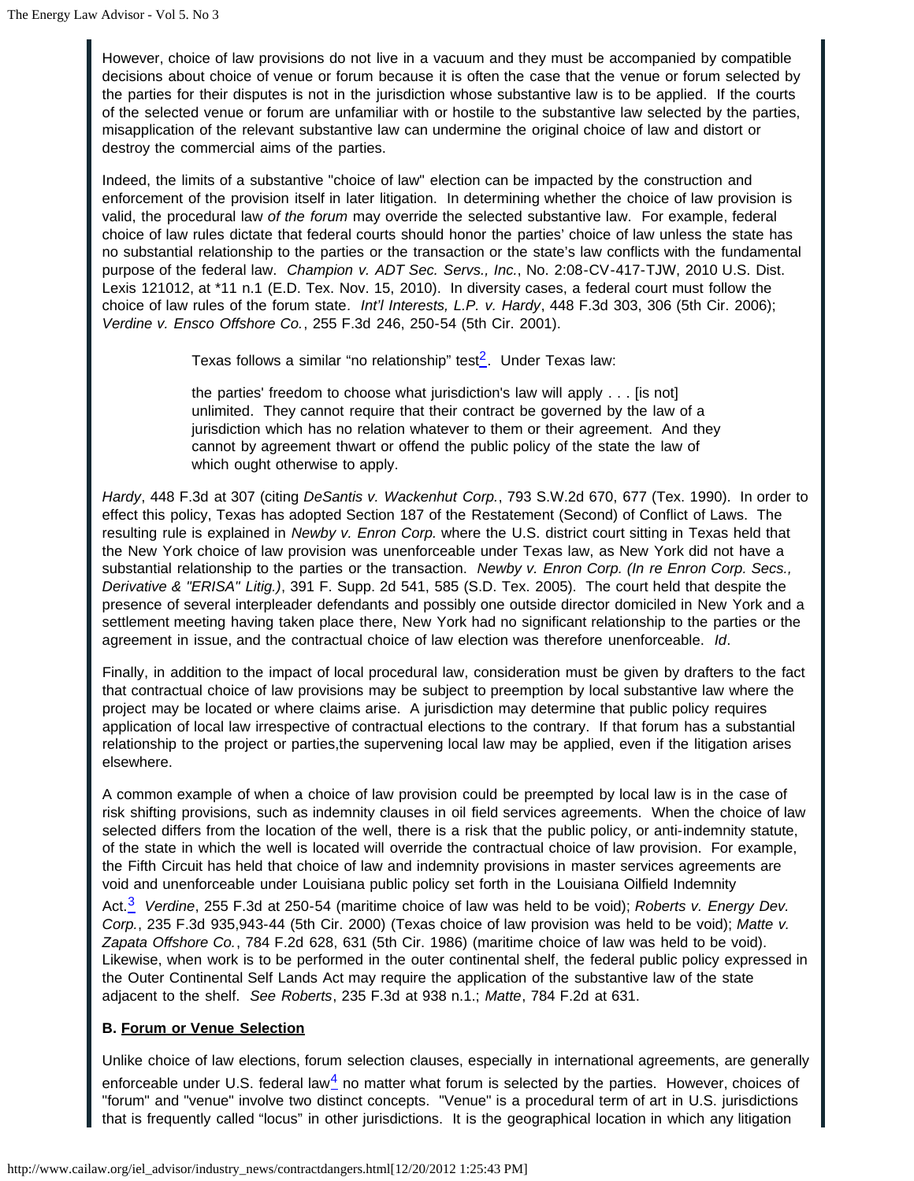However, choice of law provisions do not live in a vacuum and they must be accompanied by compatible decisions about choice of venue or forum because it is often the case that the venue or forum selected by the parties for their disputes is not in the jurisdiction whose substantive law is to be applied. If the courts of the selected venue or forum are unfamiliar with or hostile to the substantive law selected by the parties, misapplication of the relevant substantive law can undermine the original choice of law and distort or destroy the commercial aims of the parties.

Indeed, the limits of a substantive "choice of law" election can be impacted by the construction and enforcement of the provision itself in later litigation. In determining whether the choice of law provision is valid, the procedural law *of the forum* may override the selected substantive law. For example, federal choice of law rules dictate that federal courts should honor the parties' choice of law unless the state has no substantial relationship to the parties or the transaction or the state's law conflicts with the fundamental purpose of the federal law. *Champion v. ADT Sec. Servs., Inc.*, No. 2:08-CV-417-TJW, 2010 U.S. Dist. Lexis 121012, at *11 n.1 (E.D. Tex. Nov. 15, 2010). In diversity cases, a federal court must follow the choice of law rules of the forum state. *Int'l Interests, L.P. v. Hardy*, 448 F.3d 303, 306 (5th Cir. 2006); *Verdine v. Ensco Offshore Co.*, 255 F.3d 246, 250-54 (5th Cir. 2001).

> Texas follows a similar "no relationship" test[2]. Under Texas law:
>
> the parties' freedom to choose what jurisdiction's law will apply . . . [is not] unlimited. They cannot require that their contract be governed by the law of a jurisdiction which has no relation whatever to them or their agreement. And they cannot by agreement thwart or offend the public policy of the state the law of which ought otherwise to apply.

*Hardy*, 448 F.3d at 307 (citing *DeSantis v. Wackenhut Corp.*, 793 S.W.2d 670, 677 (Tex. 1990). In order to effect this policy, Texas has adopted Section 187 of the Restatement (Second) of Conflict of Laws. The resulting rule is explained in *Newby v. Enron Corp.* where the U.S. district court sitting in Texas held that the New York choice of law provision was unenforceable under Texas law, as New York did not have a substantial relationship to the parties or the transaction. *Newby v. Enron Corp. (In re Enron Corp. Secs., Derivative & "ERISA" Litig.)*, 391 F. Supp. 2d 541, 585 (S.D. Tex. 2005). The court held that despite the presence of several interpleader defendants and possibly one outside director domiciled in New York and a settlement meeting having taken place there, New York had no significant relationship to the parties or the agreement in issue, and the contractual choice of law election was therefore unenforceable. *Id*.

Finally, in addition to the impact of local procedural law, consideration must be given by drafters to the fact that contractual choice of law provisions may be subject to preemption by local substantive law where the project may be located or where claims arise. A jurisdiction may determine that public policy requires application of local law irrespective of contractual elections to the contrary. If that forum has a substantial relationship to the project or parties,the supervening local law may be applied, even if the litigation arises elsewhere.

A common example of when a choice of law provision could be preempted by local law is in the case of risk shifting provisions, such as indemnity clauses in oil field services agreements. When the choice of law selected differs from the location of the well, there is a risk that the public policy, or anti-indemnity statute, of the state in which the well is located will override the contractual choice of law provision. For example, the Fifth Circuit has held that choice of law and indemnity provisions in master services agreements are void and unenforceable under Louisiana public policy set forth in the Louisiana Oilfield Indemnity Act.[3] *Verdine*, 255 F.3d at 250-54 (maritime choice of law was held to be void); *Roberts v. Energy Dev. Corp.*, 235 F.3d 935,943-44 (5th Cir. 2000) (Texas choice of law provision was held to be void); *Matte v. Zapata Offshore Co.*, 784 F.2d 628, 631 (5th Cir. 1986) (maritime choice of law was held to be void). Likewise, when work is to be performed in the outer continental shelf, the federal public policy expressed in the Outer Continental Self Lands Act may require the application of the substantive law of the state adjacent to the shelf. *See Roberts*, 235 F.3d at 938 n.1.; *Matte*, 784 F.2d at 631.

### B. Forum or Venue Selection

Unlike choice of law elections, forum selection clauses, especially in international agreements, are generally enforceable under U.S. federal law[4] no matter what forum is selected by the parties. However, choices of "forum" and "venue" involve two distinct concepts. "Venue" is a procedural term of art in U.S. jurisdictions that is frequently called "locus" in other jurisdictions. It is the geographical location in which any litigation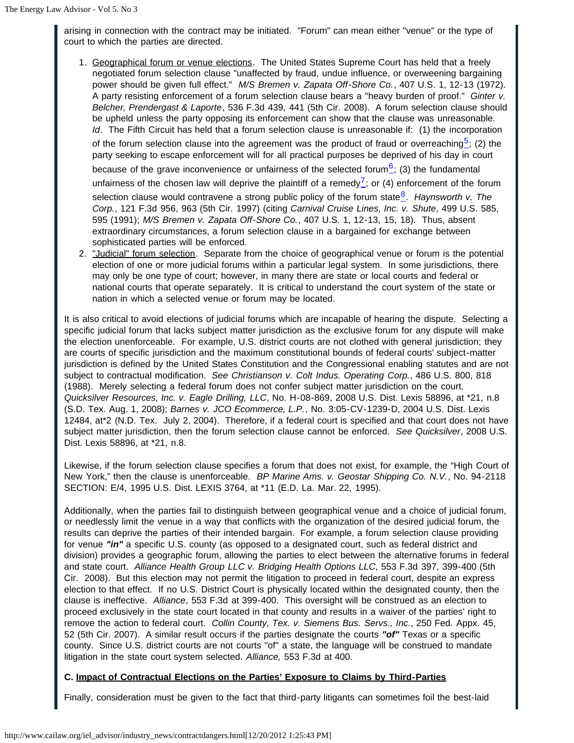arising in connection with the contract may be initiated. "Forum" can mean either "venue" or the type of court to which the parties are directed.

1. Geographical forum or venue elections. The United States Supreme Court has held that a freely negotiated forum selection clause "unaffected by fraud, undue influence, or overweening bargaining power should be given full effect." *M/S Bremen v. Zapata Off-Shore Co.*, 407 U.S. 1, 12-13 (1972). A party resisting enforcement of a forum selection clause bears a "heavy burden of proof." *Ginter v. Belcher, Prendergast & Laporte*, 536 F.3d 439, 441 (5th Cir. 2008). A forum selection clause should be upheld unless the party opposing its enforcement can show that the clause was unreasonable. *Id*. The Fifth Circuit has held that a forum selection clause is unreasonable if: (1) the incorporation of the forum selection clause into the agreement was the product of fraud or overreaching[5]; (2) the party seeking to escape enforcement will for all practical purposes be deprived of his day in court because of the grave inconvenience or unfairness of the selected forum[6]; (3) the fundamental unfairness of the chosen law will deprive the plaintiff of a remedy[7]; or (4) enforcement of the forum selection clause would contravene a strong public policy of the forum state[8]. *Haynsworth v. The Corp.*, 121 F.3d 956, 963 (5th Cir. 1997) (citing *Carnival Cruise Lines, Inc. v. Shute*, 499 U.S. 585, 595 (1991); *M/S Bremen v. Zapata Off-Shore Co.*, 407 U.S. 1, 12-13, 15, 18). Thus, absent extraordinary circumstances, a forum selection clause in a bargained for exchange between sophisticated parties will be enforced.
2. "Judicial" forum selection. Separate from the choice of geographical venue or forum is the potential election of one or more judicial forums within a particular legal system. In some jurisdictions, there may only be one type of court; however, in many there are state or local courts and federal or national courts that operate separately. It is critical to understand the court system of the state or nation in which a selected venue or forum may be located.

It is also critical to avoid elections of judicial forums which are incapable of hearing the dispute. Selecting a specific judicial forum that lacks subject matter jurisdiction as the exclusive forum for any dispute will make the election unenforceable. For example, U.S. district courts are not clothed with general jurisdiction; they are courts of specific jurisdiction and the maximum constitutional bounds of federal courts' subject-matter jurisdiction is defined by the United States Constitution and the Congressional enabling statutes and are not subject to contractual modification. *See Christianson v. Colt Indus. Operating Corp.*, 486 U.S. 800, 818 (1988). Merely selecting a federal forum does not confer subject matter jurisdiction on the court. *Quicksilver Resources, Inc. v. Eagle Drilling, LLC*, No. H-08-869, 2008 U.S. Dist. Lexis 58896, at *21, n.8 (S.D. Tex. Aug. 1, 2008); *Barnes v. JCO Ecommerce, L.P.*, No. 3:05-CV-1239-D, 2004 U.S. Dist. Lexis 12484, at*2 (N.D. Tex. July 2, 2004). Therefore, if a federal court is specified and that court does not have subject matter jurisdiction, then the forum selection clause cannot be enforced. *See Quicksilver*, 2008 U.S. Dist. Lexis 58896, at *21, n.8.

Likewise, if the forum selection clause specifies a forum that does not exist, for example, the "High Court of New York," then the clause is unenforceable. *BP Marine Ams. v. Geostar Shipping Co. N.V.*, No. 94-2118 SECTION: E/4, 1995 U.S. Dist. LEXIS 3764, at *11 (E.D. La. Mar. 22, 1995).

Additionally, when the parties fail to distinguish between geographical venue and a choice of judicial forum, or needlessly limit the venue in a way that conflicts with the organization of the desired judicial forum, the results can deprive the parties of their intended bargain. For example, a forum selection clause providing for venue ***"in"*** a specific U.S. county (as opposed to a designated court, such as federal district and division) provides a geographic forum, allowing the parties to elect between the alternative forums in federal and state court. *Alliance Health Group LLC v. Bridging Health Options LLC*, 553 F.3d 397, 399-400 (5th Cir. 2008). But this election may not permit the litigation to proceed in federal court, despite an express election to that effect. If no U.S. District Court is physically located within the designated county, then the clause is ineffective. *Alliance*, 553 F.3d at 399-400. This oversight will be construed as an election to proceed exclusively in the state court located in that county and results in a waiver of the parties' right to remove the action to federal court. *Collin County, Tex. v. Siemens Bus. Servs., Inc.*, 250 Fed. Appx. 45, 52 (5th Cir. 2007). A similar result occurs if the parties designate the courts ***"of"*** Texas or a specific county. Since U.S. district courts are not courts "of" a state, the language will be construed to mandate litigation in the state court system selected. *Alliance,* 553 F.3d at 400.

**C. Impact of Contractual Elections on the Parties' Exposure to Claims by Third-Parties**

Finally, consideration must be given to the fact that third-party litigants can sometimes foil the best-laid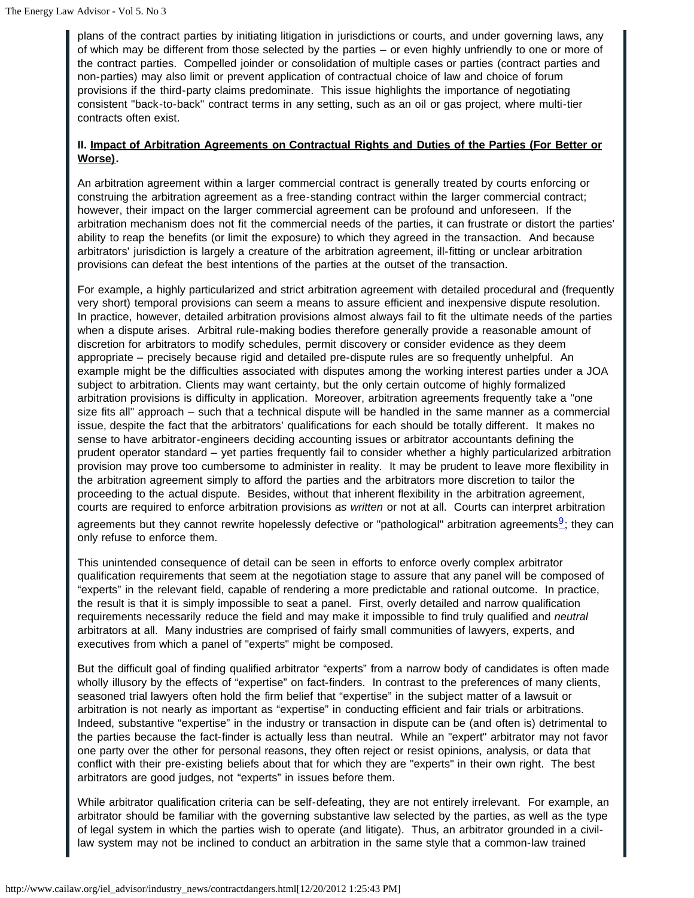plans of the contract parties by initiating litigation in jurisdictions or courts, and under governing laws, any of which may be different from those selected by the parties – or even highly unfriendly to one or more of the contract parties. Compelled joinder or consolidation of multiple cases or parties (contract parties and non-parties) may also limit or prevent application of contractual choice of law and choice of forum provisions if the third-party claims predominate. This issue highlights the importance of negotiating consistent "back-to-back" contract terms in any setting, such as an oil or gas project, where multi-tier contracts often exist.

**II. Impact of Arbitration Agreements on Contractual Rights and Duties of the Parties (For Better or Worse).**

An arbitration agreement within a larger commercial contract is generally treated by courts enforcing or construing the arbitration agreement as a free-standing contract within the larger commercial contract; however, their impact on the larger commercial agreement can be profound and unforeseen. If the arbitration mechanism does not fit the commercial needs of the parties, it can frustrate or distort the parties' ability to reap the benefits (or limit the exposure) to which they agreed in the transaction. And because arbitrators' jurisdiction is largely a creature of the arbitration agreement, ill-fitting or unclear arbitration provisions can defeat the best intentions of the parties at the outset of the transaction.

For example, a highly particularized and strict arbitration agreement with detailed procedural and (frequently very short) temporal provisions can seem a means to assure efficient and inexpensive dispute resolution. In practice, however, detailed arbitration provisions almost always fail to fit the ultimate needs of the parties when a dispute arises. Arbitral rule-making bodies therefore generally provide a reasonable amount of discretion for arbitrators to modify schedules, permit discovery or consider evidence as they deem appropriate – precisely because rigid and detailed pre-dispute rules are so frequently unhelpful. An example might be the difficulties associated with disputes among the working interest parties under a JOA subject to arbitration. Clients may want certainty, but the only certain outcome of highly formalized arbitration provisions is difficulty in application. Moreover, arbitration agreements frequently take a "one size fits all" approach – such that a technical dispute will be handled in the same manner as a commercial issue, despite the fact that the arbitrators' qualifications for each should be totally different. It makes no sense to have arbitrator-engineers deciding accounting issues or arbitrator accountants defining the prudent operator standard – yet parties frequently fail to consider whether a highly particularized arbitration provision may prove too cumbersome to administer in reality. It may be prudent to leave more flexibility in the arbitration agreement simply to afford the parties and the arbitrators more discretion to tailor the proceeding to the actual dispute. Besides, without that inherent flexibility in the arbitration agreement, courts are required to enforce arbitration provisions *as written* or not at all. Courts can interpret arbitration agreements but they cannot rewrite hopelessly defective or "pathological" arbitration agreements[9]; they can only refuse to enforce them.

This unintended consequence of detail can be seen in efforts to enforce overly complex arbitrator qualification requirements that seem at the negotiation stage to assure that any panel will be composed of "experts" in the relevant field, capable of rendering a more predictable and rational outcome. In practice, the result is that it is simply impossible to seat a panel. First, overly detailed and narrow qualification requirements necessarily reduce the field and may make it impossible to find truly qualified and *neutral* arbitrators at all. Many industries are comprised of fairly small communities of lawyers, experts, and executives from which a panel of "experts" might be composed.

But the difficult goal of finding qualified arbitrator "experts" from a narrow body of candidates is often made wholly illusory by the effects of "expertise" on fact-finders. In contrast to the preferences of many clients, seasoned trial lawyers often hold the firm belief that "expertise" in the subject matter of a lawsuit or arbitration is not nearly as important as "expertise" in conducting efficient and fair trials or arbitrations. Indeed, substantive "expertise" in the industry or transaction in dispute can be (and often is) detrimental to the parties because the fact-finder is actually less than neutral. While an "expert" arbitrator may not favor one party over the other for personal reasons, they often reject or resist opinions, analysis, or data that conflict with their pre-existing beliefs about that for which they are "experts" in their own right. The best arbitrators are good judges, not "experts" in issues before them.

While arbitrator qualification criteria can be self-defeating, they are not entirely irrelevant. For example, an arbitrator should be familiar with the governing substantive law selected by the parties, as well as the type of legal system in which the parties wish to operate (and litigate). Thus, an arbitrator grounded in a civil-law system may not be inclined to conduct an arbitration in the same style that a common-law trained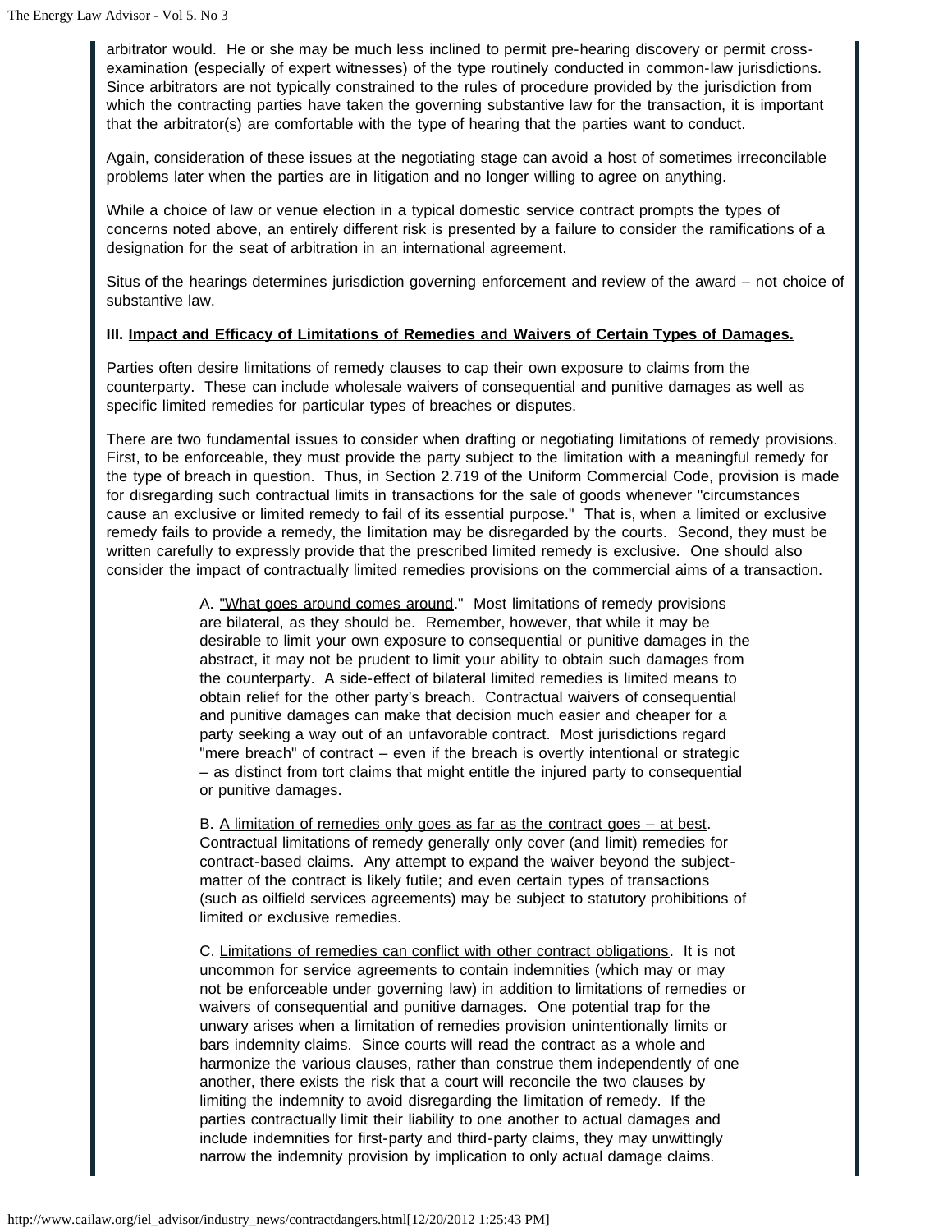arbitrator would. He or she may be much less inclined to permit pre-hearing discovery or permit cross-examination (especially of expert witnesses) of the type routinely conducted in common-law jurisdictions. Since arbitrators are not typically constrained to the rules of procedure provided by the jurisdiction from which the contracting parties have taken the governing substantive law for the transaction, it is important that the arbitrator(s) are comfortable with the type of hearing that the parties want to conduct.

Again, consideration of these issues at the negotiating stage can avoid a host of sometimes irreconcilable problems later when the parties are in litigation and no longer willing to agree on anything.

While a choice of law or venue election in a typical domestic service contract prompts the types of concerns noted above, an entirely different risk is presented by a failure to consider the ramifications of a designation for the seat of arbitration in an international agreement.

Situs of the hearings determines jurisdiction governing enforcement and review of the award – not choice of substantive law.

**III. Impact and Efficacy of Limitations of Remedies and Waivers of Certain Types of Damages.**

Parties often desire limitations of remedy clauses to cap their own exposure to claims from the counterparty. These can include wholesale waivers of consequential and punitive damages as well as specific limited remedies for particular types of breaches or disputes.

There are two fundamental issues to consider when drafting or negotiating limitations of remedy provisions. First, to be enforceable, they must provide the party subject to the limitation with a meaningful remedy for the type of breach in question. Thus, in Section 2.719 of the Uniform Commercial Code, provision is made for disregarding such contractual limits in transactions for the sale of goods whenever "circumstances cause an exclusive or limited remedy to fail of its essential purpose." That is, when a limited or exclusive remedy fails to provide a remedy, the limitation may be disregarded by the courts. Second, they must be written carefully to expressly provide that the prescribed limited remedy is exclusive. One should also consider the impact of contractually limited remedies provisions on the commercial aims of a transaction.

> A. "What goes around comes around." Most limitations of remedy provisions are bilateral, as they should be. Remember, however, that while it may be desirable to limit your own exposure to consequential or punitive damages in the abstract, it may not be prudent to limit your ability to obtain such damages from the counterparty. A side-effect of bilateral limited remedies is limited means to obtain relief for the other party's breach. Contractual waivers of consequential and punitive damages can make that decision much easier and cheaper for a party seeking a way out of an unfavorable contract. Most jurisdictions regard "mere breach" of contract – even if the breach is overtly intentional or strategic – as distinct from tort claims that might entitle the injured party to consequential or punitive damages.
>
> B. A limitation of remedies only goes as far as the contract goes – at best. Contractual limitations of remedy generally only cover (and limit) remedies for contract-based claims. Any attempt to expand the waiver beyond the subject-matter of the contract is likely futile; and even certain types of transactions (such as oilfield services agreements) may be subject to statutory prohibitions of limited or exclusive remedies.
>
> C. Limitations of remedies can conflict with other contract obligations. It is not uncommon for service agreements to contain indemnities (which may or may not be enforceable under governing law) in addition to limitations of remedies or waivers of consequential and punitive damages. One potential trap for the unwary arises when a limitation of remedies provision unintentionally limits or bars indemnity claims. Since courts will read the contract as a whole and harmonize the various clauses, rather than construe them independently of one another, there exists the risk that a court will reconcile the two clauses by limiting the indemnity to avoid disregarding the limitation of remedy. If the parties contractually limit their liability to one another to actual damages and include indemnities for first-party and third-party claims, they may unwittingly narrow the indemnity provision by implication to only actual damage claims.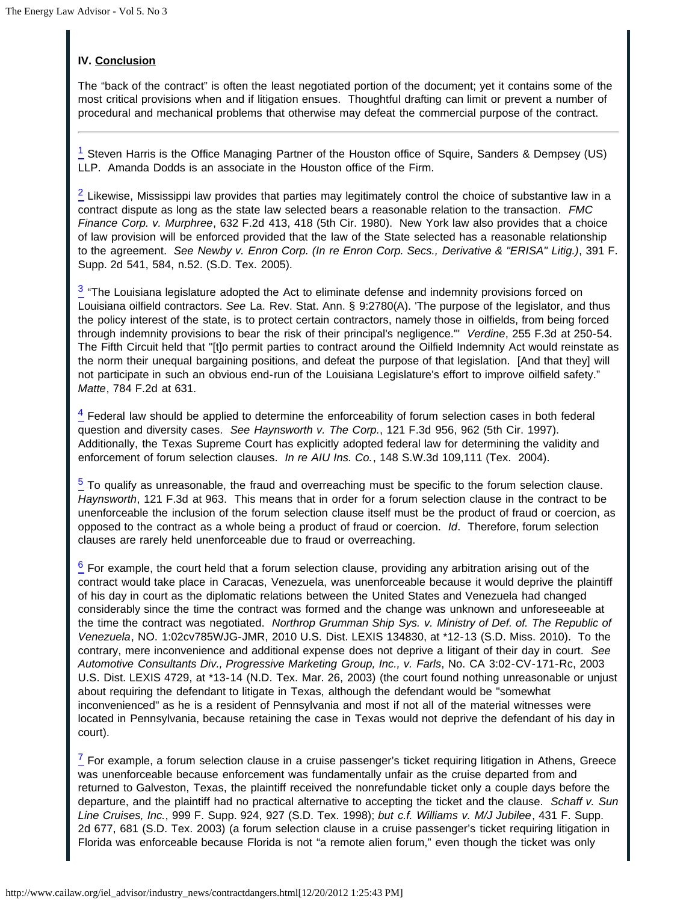### IV. Conclusion

The "back of the contract" is often the least negotiated portion of the document; yet it contains some of the most critical provisions when and if litigation ensues. Thoughtful drafting can limit or prevent a number of procedural and mechanical problems that otherwise may defeat the commercial purpose of the contract.

---

[1] Steven Harris is the Office Managing Partner of the Houston office of Squire, Sanders & Dempsey (US) LLP. Amanda Dodds is an associate in the Houston office of the Firm.

[2] Likewise, Mississippi law provides that parties may legitimately control the choice of substantive law in a contract dispute as long as the state law selected bears a reasonable relation to the transaction. *FMC Finance Corp. v. Murphree*, 632 F.2d 413, 418 (5th Cir. 1980). New York law also provides that a choice of law provision will be enforced provided that the law of the State selected has a reasonable relationship to the agreement. *See Newby v. Enron Corp. (In re Enron Corp. Secs., Derivative & "ERISA" Litig.)*, 391 F. Supp. 2d 541, 584, n.52. (S.D. Tex. 2005).

[3] "The Louisiana legislature adopted the Act to eliminate defense and indemnity provisions forced on Louisiana oilfield contractors. *See* La. Rev. Stat. Ann. § 9:2780(A). 'The purpose of the legislator, and thus the policy interest of the state, is to protect certain contractors, namely those in oilfields, from being forced through indemnity provisions to bear the risk of their principal's negligence.'" *Verdine*, 255 F.3d at 250-54. The Fifth Circuit held that "[t]o permit parties to contract around the Oilfield Indemnity Act would reinstate as the norm their unequal bargaining positions, and defeat the purpose of that legislation. [And that they] will not participate in such an obvious end-run of the Louisiana Legislature's effort to improve oilfield safety." *Matte*, 784 F.2d at 631.

[4] Federal law should be applied to determine the enforceability of forum selection cases in both federal question and diversity cases. *See Haynsworth v. The Corp.*, 121 F.3d 956, 962 (5th Cir. 1997). Additionally, the Texas Supreme Court has explicitly adopted federal law for determining the validity and enforcement of forum selection clauses. *In re AIU Ins. Co.*, 148 S.W.3d 109,111 (Tex. 2004).

[5] To qualify as unreasonable, the fraud and overreaching must be specific to the forum selection clause. *Haynsworth*, 121 F.3d at 963. This means that in order for a forum selection clause in the contract to be unenforceable the inclusion of the forum selection clause itself must be the product of fraud or coercion, as opposed to the contract as a whole being a product of fraud or coercion. *Id*. Therefore, forum selection clauses are rarely held unenforceable due to fraud or overreaching.

[6] For example, the court held that a forum selection clause, providing any arbitration arising out of the contract would take place in Caracas, Venezuela, was unenforceable because it would deprive the plaintiff of his day in court as the diplomatic relations between the United States and Venezuela had changed considerably since the time the contract was formed and the change was unknown and unforeseeable at the time the contract was negotiated. *Northrop Grumman Ship Sys. v. Ministry of Def. of. The Republic of Venezuela*, NO. 1:02cv785WJG-JMR, 2010 U.S. Dist. LEXIS 134830, at *12-13 (S.D. Miss. 2010). To the contrary, mere inconvenience and additional expense does not deprive a litigant of their day in court. *See Automotive Consultants Div., Progressive Marketing Group, Inc., v. Farls*, No. CA 3:02-CV-171-Rc, 2003 U.S. Dist. LEXIS 4729, at *13-14 (N.D. Tex. Mar. 26, 2003) (the court found nothing unreasonable or unjust about requiring the defendant to litigate in Texas, although the defendant would be "somewhat inconvenienced" as he is a resident of Pennsylvania and most if not all of the material witnesses were located in Pennsylvania, because retaining the case in Texas would not deprive the defendant of his day in court).

[7] For example, a forum selection clause in a cruise passenger's ticket requiring litigation in Athens, Greece was unenforceable because enforcement was fundamentally unfair as the cruise departed from and returned to Galveston, Texas, the plaintiff received the nonrefundable ticket only a couple days before the departure, and the plaintiff had no practical alternative to accepting the ticket and the clause. *Schaff v. Sun Line Cruises, Inc.*, 999 F. Supp. 924, 927 (S.D. Tex. 1998); *but c.f. Williams v. M/J Jubilee*, 431 F. Supp. 2d 677, 681 (S.D. Tex. 2003) (a forum selection clause in a cruise passenger's ticket requiring litigation in Florida was enforceable because Florida is not "a remote alien forum," even though the ticket was only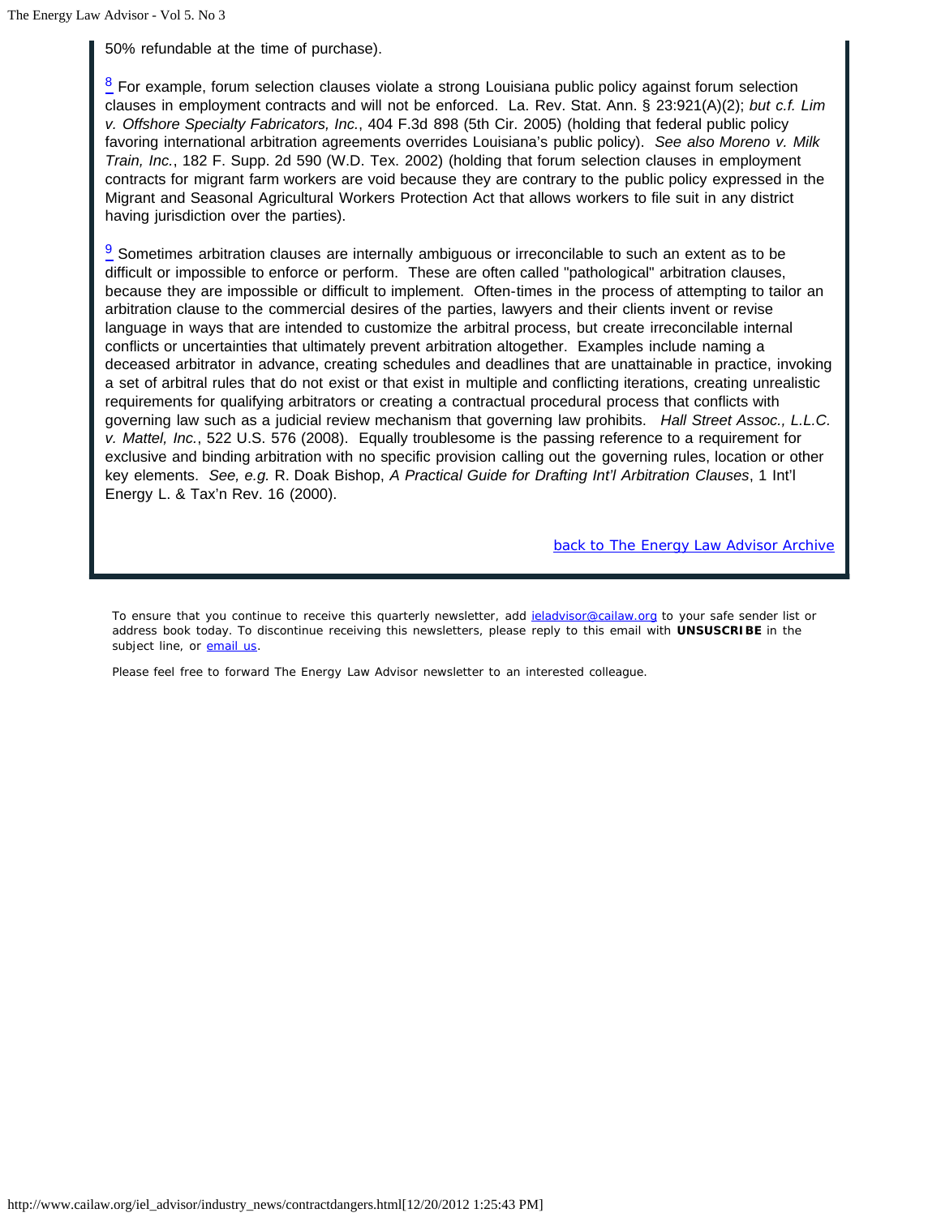50% refundable at the time of purchase).

[8] For example, forum selection clauses violate a strong Louisiana public policy against forum selection clauses in employment contracts and will not be enforced. La. Rev. Stat. Ann. § 23:921(A)(2); *but c.f. Lim v. Offshore Specialty Fabricators, Inc.*, 404 F.3d 898 (5th Cir. 2005) (holding that federal public policy favoring international arbitration agreements overrides Louisiana's public policy). *See also Moreno v. Milk Train, Inc.*, 182 F. Supp. 2d 590 (W.D. Tex. 2002) (holding that forum selection clauses in employment contracts for migrant farm workers are void because they are contrary to the public policy expressed in the Migrant and Seasonal Agricultural Workers Protection Act that allows workers to file suit in any district having jurisdiction over the parties).

[9] Sometimes arbitration clauses are internally ambiguous or irreconcilable to such an extent as to be difficult or impossible to enforce or perform. These are often called "pathological" arbitration clauses, because they are impossible or difficult to implement. Often-times in the process of attempting to tailor an arbitration clause to the commercial desires of the parties, lawyers and their clients invent or revise language in ways that are intended to customize the arbitral process, but create irreconcilable internal conflicts or uncertainties that ultimately prevent arbitration altogether. Examples include naming a deceased arbitrator in advance, creating schedules and deadlines that are unattainable in practice, invoking a set of arbitral rules that do not exist or that exist in multiple and conflicting iterations, creating unrealistic requirements for qualifying arbitrators or creating a contractual procedural process that conflicts with governing law such as a judicial review mechanism that governing law prohibits. *Hall Street Assoc., L.L.C. v. Mattel, Inc.*, 522 U.S. 576 (2008). Equally troublesome is the passing reference to a requirement for exclusive and binding arbitration with no specific provision calling out the governing rules, location or other key elements. *See, e.g.* R. Doak Bishop, *A Practical Guide for Drafting Int'l Arbitration Clauses*, 1 Int'l Energy L. & Tax'n Rev. 16 (2000).

back to The Energy Law Advisor Archive

To ensure that you continue to receive this quarterly newsletter, add ieladvisor@cailaw.org to your safe sender list or address book today. To discontinue receiving this newsletters, please reply to this email with **UNSUSCRIBE** in the subject line, or email us.

Please feel free to forward The Energy Law Advisor newsletter to an interested colleague.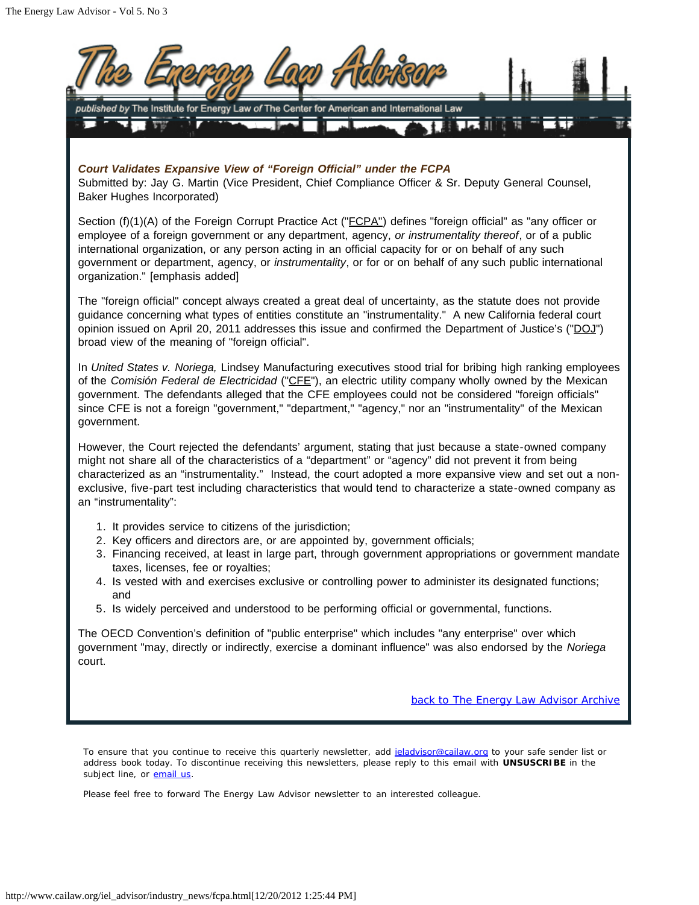# The Energy Law Advisor

*published by* The Institute for Energy Law *of* The Center for American and International Law

***Court Validates Expansive View of "Foreign Official" under the FCPA***

Submitted by: Jay G. Martin (Vice President, Chief Compliance Officer & Sr. Deputy General Counsel, Baker Hughes Incorporated)

Section (f)(1)(A) of the Foreign Corrupt Practice Act ("FCPA") defines "foreign official" as "any officer or employee of a foreign government or any department, agency, *or instrumentality thereof*, or of a public international organization, or any person acting in an official capacity for or on behalf of any such government or department, agency, or *instrumentality*, or for or on behalf of any such public international organization." [emphasis added]

The "foreign official" concept always created a great deal of uncertainty, as the statute does not provide guidance concerning what types of entities constitute an "instrumentality." A new California federal court opinion issued on April 20, 2011 addresses this issue and confirmed the Department of Justice's ("DOJ") broad view of the meaning of "foreign official".

In *United States v. Noriega,* Lindsey Manufacturing executives stood trial for bribing high ranking employees of the *Comisión Federal de Electricidad* ("CFE"), an electric utility company wholly owned by the Mexican government. The defendants alleged that the CFE employees could not be considered "foreign officials" since CFE is not a foreign "government," "department," "agency," nor an "instrumentality" of the Mexican government.

However, the Court rejected the defendants' argument, stating that just because a state-owned company might not share all of the characteristics of a "department" or "agency" did not prevent it from being characterized as an "instrumentality." Instead, the court adopted a more expansive view and set out a non-exclusive, five-part test including characteristics that would tend to characterize a state-owned company as an "instrumentality":

1. It provides service to citizens of the jurisdiction;
2. Key officers and directors are, or are appointed by, government officials;
3. Financing received, at least in large part, through government appropriations or government mandate taxes, licenses, fee or royalties;
4. Is vested with and exercises exclusive or controlling power to administer its designated functions; and
5. Is widely perceived and understood to be performing official or governmental, functions.

The OECD Convention's definition of "public enterprise" which includes "any enterprise" over which government "may, directly or indirectly, exercise a dominant influence" was also endorsed by the *Noriega* court.

back to The Energy Law Advisor Archive

To ensure that you continue to receive this quarterly newsletter, add ieladvisor@cailaw.org to your safe sender list or address book today. To discontinue receiving this newsletters, please reply to this email with **UNSUSCRIBE** in the subject line, or email us.

Please feel free to forward The Energy Law Advisor newsletter to an interested colleague.